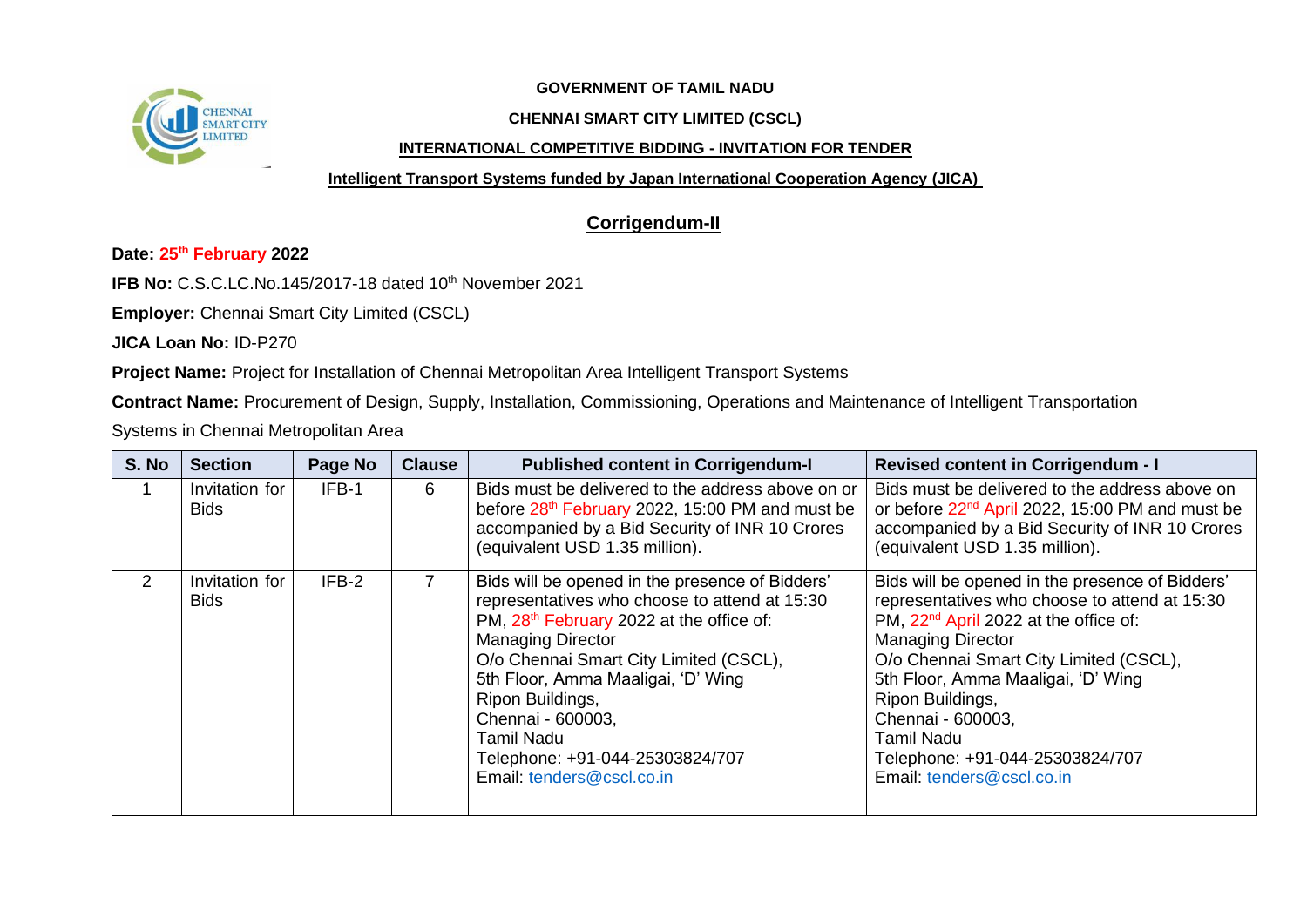**GOVERNMENT OF TAMIL NADU**

**CHENNAI SMART CITY LIMITED (CSCL)**

**INTERNATIONAL COMPETITIVE BIDDING - INVITATION FOR TENDER**

**Intelligent Transport Systems funded by Japan International Cooperation Agency (JICA)**

## Corrigendum-II

**Date: 25th February 2022**

**IFB No:** C.S.C.LC.No.145/2017-18 dated 10th November 2021

**Employer:** Chennai Smart City Limited (CSCL)

**JICA Loan No:** ID-P270

**Project Name:** Project for Installation of Chennai Metropolitan Area Intelligent Transport Systems

**Contract Name:** Procurement of Design, Supply, Installation, Commissioning, Operations and Maintenance of Intelligent Transportation Systems in Chennai Metropolitan Area

| S. No | Section | Page No | Clause | Published content in Corrigendum-I | Revised content in Corrigendum - I |
|---|---|---|---|---|---|
| 1 | Invitation for Bids | IFB-1 | 6 | Bids must be delivered to the address above on or before 28th February 2022, 15:00 PM and must be accompanied by a Bid Security of INR 10 Crores (equivalent USD 1.35 million). | Bids must be delivered to the address above on or before 22nd April 2022, 15:00 PM and must be accompanied by a Bid Security of INR 10 Crores (equivalent USD 1.35 million). |
| 2 | Invitation for Bids | IFB-2 | 7 | Bids will be opened in the presence of Bidders' representatives who choose to attend at 15:30 PM, 28th February 2022 at the office of:<br>Managing Director<br>O/o Chennai Smart City Limited (CSCL),<br>5th Floor, Amma Maaligai, 'D' Wing<br>Ripon Buildings,<br>Chennai - 600003,<br>Tamil Nadu<br>Telephone: +91-044-25303824/707<br>Email: tenders@cscl.co.in | Bids will be opened in the presence of Bidders' representatives who choose to attend at 15:30 PM, 22nd April 2022 at the office of:<br>Managing Director<br>O/o Chennai Smart City Limited (CSCL),<br>5th Floor, Amma Maaligai, 'D' Wing<br>Ripon Buildings,<br>Chennai - 600003,<br>Tamil Nadu<br>Telephone: +91-044-25303824/707<br>Email: tenders@cscl.co.in |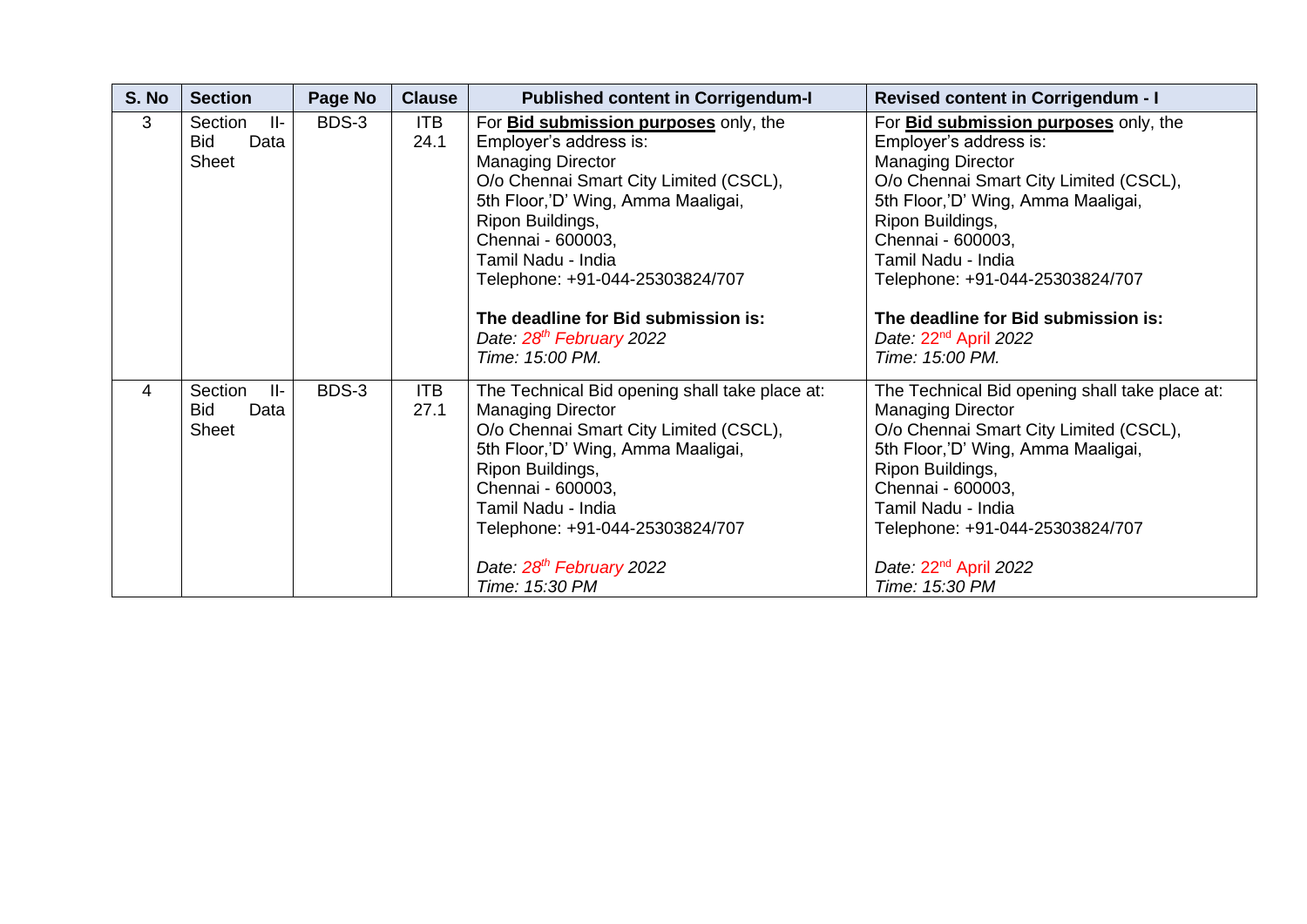| S. No | Section | Page No | Clause | Published content in Corrigendum-I | Revised content in Corrigendum - I |
|---|---|---|---|---|---|
| 3 | Section II- Bid Data Sheet | BDS-3 | ITB 24.1 | For **Bid submission purposes** only, the Employer's address is:<br>Managing Director<br>O/o Chennai Smart City Limited (CSCL),<br>5th Floor,'D' Wing, Amma Maaligai,<br>Ripon Buildings,<br>Chennai - 600003,<br>Tamil Nadu - India<br>Telephone: +91-044-25303824/707<br><br>**The deadline for Bid submission is:**<br>*Date: 28th February 2022*<br>*Time: 15:00 PM.* | For **Bid submission purposes** only, the Employer's address is:<br>Managing Director<br>O/o Chennai Smart City Limited (CSCL),<br>5th Floor,'D' Wing, Amma Maaligai,<br>Ripon Buildings,<br>Chennai - 600003,<br>Tamil Nadu - India<br>Telephone: +91-044-25303824/707<br><br>**The deadline for Bid submission is:**<br>*Date:* 22nd April *2022*<br>*Time: 15:00 PM.* |
| 4 | Section II- Bid Data Sheet | BDS-3 | ITB 27.1 | The Technical Bid opening shall take place at:<br>Managing Director<br>O/o Chennai Smart City Limited (CSCL),<br>5th Floor,'D' Wing, Amma Maaligai,<br>Ripon Buildings,<br>Chennai - 600003,<br>Tamil Nadu - India<br>Telephone: +91-044-25303824/707<br><br>*Date: 28th February 2022*<br>*Time: 15:30 PM* | The Technical Bid opening shall take place at:<br>Managing Director<br>O/o Chennai Smart City Limited (CSCL),<br>5th Floor,'D' Wing, Amma Maaligai,<br>Ripon Buildings,<br>Chennai - 600003,<br>Tamil Nadu - India<br>Telephone: +91-044-25303824/707<br><br>*Date:* 22nd April *2022*<br>*Time: 15:30 PM* |